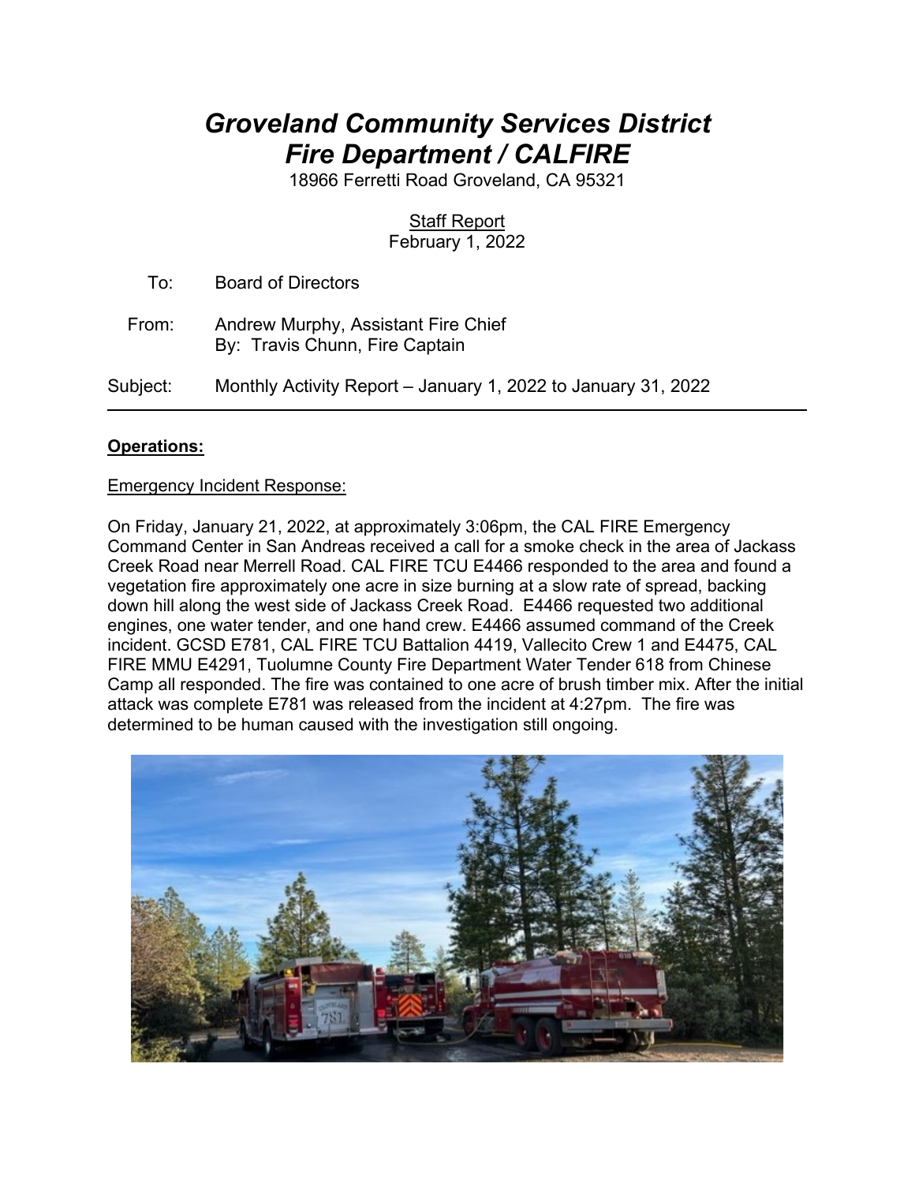# *Groveland Community Services District*
# *Fire Department / CALFIRE*

18966 Ferretti Road Groveland, CA 95321

Staff Report
February 1, 2022

To: Board of Directors

From: Andrew Murphy, Assistant Fire Chief
By: Travis Chunn, Fire Captain

Subject: Monthly Activity Report – January 1, 2022 to January 31, 2022

---

**Operations:**

Emergency Incident Response:

On Friday, January 21, 2022, at approximately 3:06pm, the CAL FIRE Emergency Command Center in San Andreas received a call for a smoke check in the area of Jackass Creek Road near Merrell Road. CAL FIRE TCU E4466 responded to the area and found a vegetation fire approximately one acre in size burning at a slow rate of spread, backing down hill along the west side of Jackass Creek Road. E4466 requested two additional engines, one water tender, and one hand crew. E4466 assumed command of the Creek incident. GCSD E781, CAL FIRE TCU Battalion 4419, Vallecito Crew 1 and E4475, CAL FIRE MMU E4291, Tuolumne County Fire Department Water Tender 618 from Chinese Camp all responded. The fire was contained to one acre of brush timber mix. After the initial attack was complete E781 was released from the incident at 4:27pm. The fire was determined to be human caused with the investigation still ongoing.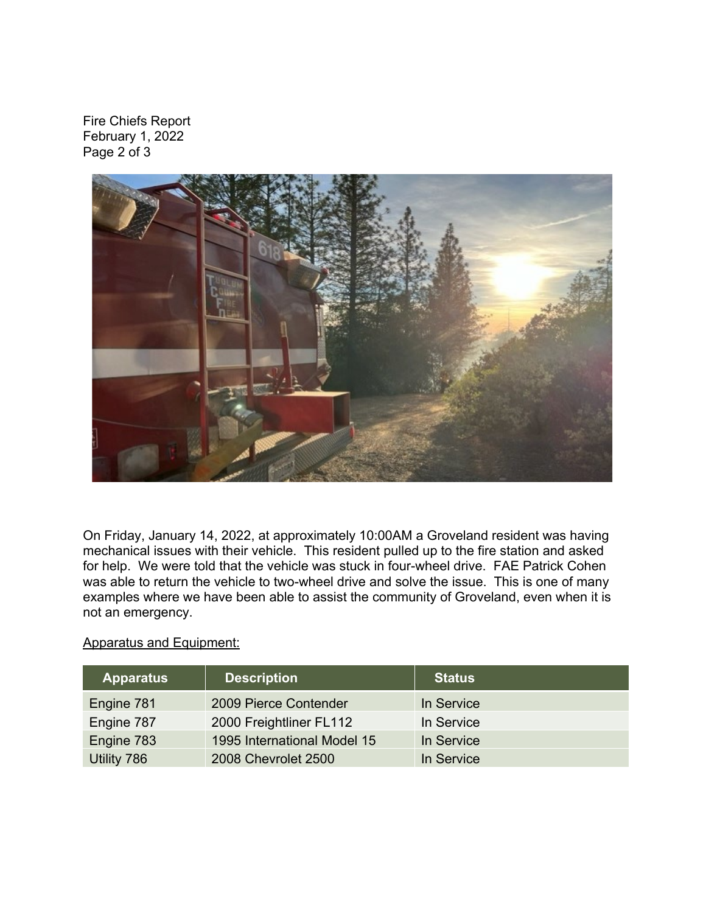On Friday, January 14, 2022, at approximately 10:00AM a Groveland resident was having mechanical issues with their vehicle. This resident pulled up to the fire station and asked for help. We were told that the vehicle was stuck in four-wheel drive. FAE Patrick Cohen was able to return the vehicle to two-wheel drive and solve the issue. This is one of many examples where we have been able to assist the community of Groveland, even when it is not an emergency.

<u>Apparatus and Equipment:</u>

| Apparatus | Description | Status |
|---|---|---|
| Engine 781 | 2009 Pierce Contender | In Service |
| Engine 787 | 2000 Freightliner FL112 | In Service |
| Engine 783 | 1995 International Model 15 | In Service |
| Utility 786 | 2008 Chevrolet 2500 | In Service |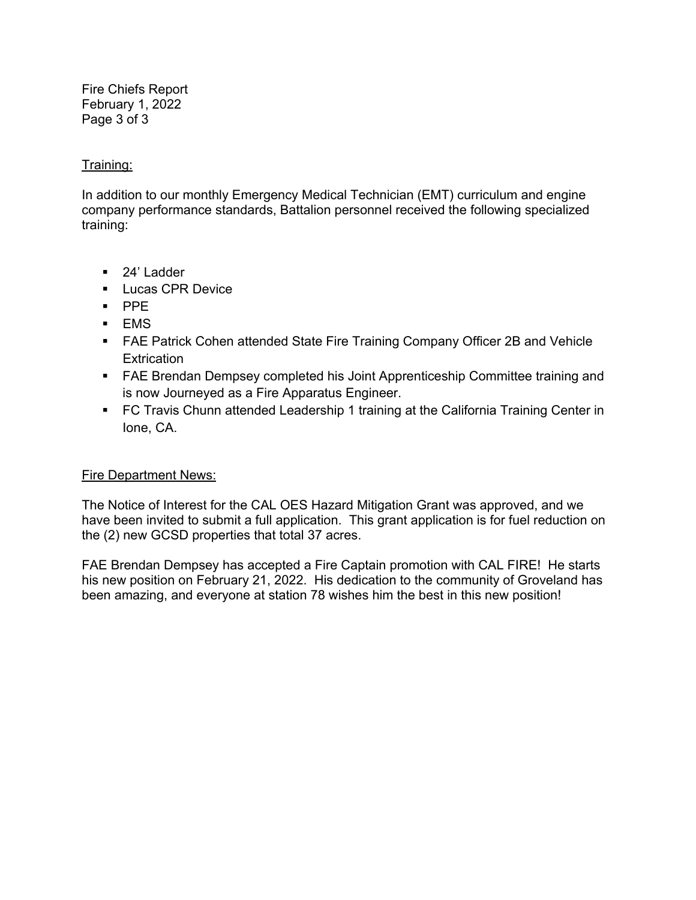## Training:

In addition to our monthly Emergency Medical Technician (EMT) curriculum and engine company performance standards, Battalion personnel received the following specialized training:

- 24' Ladder
- Lucas CPR Device
- PPE
- EMS
- FAE Patrick Cohen attended State Fire Training Company Officer 2B and Vehicle Extrication
- FAE Brendan Dempsey completed his Joint Apprenticeship Committee training and is now Journeyed as a Fire Apparatus Engineer.
- FC Travis Chunn attended Leadership 1 training at the California Training Center in Ione, CA.

## Fire Department News:

The Notice of Interest for the CAL OES Hazard Mitigation Grant was approved, and we have been invited to submit a full application. This grant application is for fuel reduction on the (2) new GCSD properties that total 37 acres.

FAE Brendan Dempsey has accepted a Fire Captain promotion with CAL FIRE! He starts his new position on February 21, 2022. His dedication to the community of Groveland has been amazing, and everyone at station 78 wishes him the best in this new position!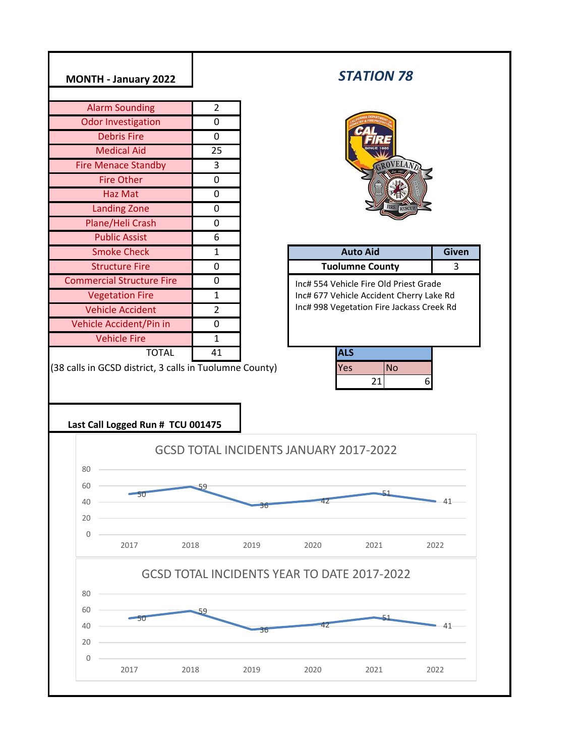**MONTH - January 2022**

## *STATION 78*

| | |
|---|---|
| Alarm Sounding | 2 |
| Odor Investigation | 0 |
| Debris Fire | 0 |
| Medical Aid | 25 |
| Fire Menace Standby | 3 |
| Fire Other | 0 |
| Haz Mat | 0 |
| Landing Zone | 0 |
| Plane/Heli Crash | 0 |
| Public Assist | 6 |
| Smoke Check | 1 |
| Structure Fire | 0 |
| Commercial Structure Fire | 0 |
| Vegetation Fire | 1 |
| Vehicle Accident | 2 |
| Vehicle Accident/Pin in | 0 |
| Vehicle Fire | 1 |
| TOTAL | 41 |

(38 calls in GCSD district, 3 calls in Tuolumne County)

| Auto Aid | Given |
|---|---|
| Tuolumne County | 3 |

Inc# 554 Vehicle Fire Old Priest Grade
Inc# 677 Vehicle Accident Cherry Lake Rd
Inc# 998 Vegetation Fire Jackass Creek Rd

| ALS | |
|---|---|
| Yes | No |
| 21 | 6 |

**Last Call Logged Run # TCU 001475**

GCSD TOTAL INCIDENTS JANUARY 2017-2022

80
60
40
20
0
50
59
36
42
51
41
2017
2018
2019
2020
2021
2022

GCSD TOTAL INCIDENTS YEAR TO DATE 2017-2022

80
60
40
20
0
50
59
36
42
51
41
2017
2018
2019
2020
2021
2022